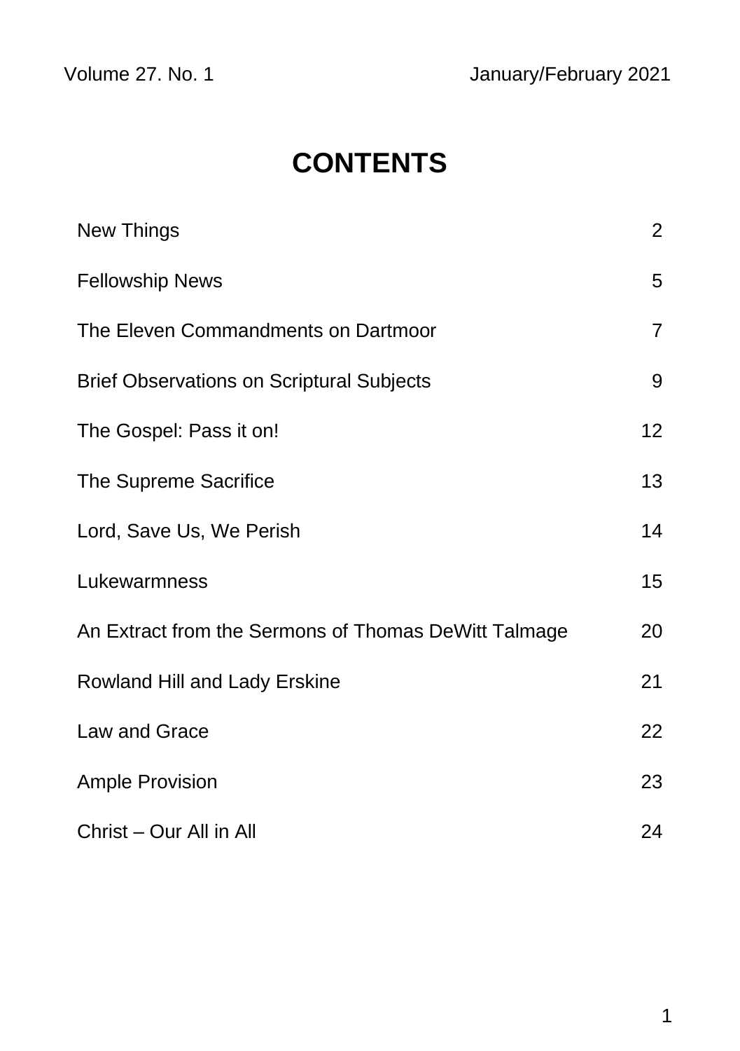Volume 27. No. 1 January/February 2021

# CONTENTS

| | |
|---|---|
| New Things | 2 |
| Fellowship News | 5 |
| The Eleven Commandments on Dartmoor | 7 |
| Brief Observations on Scriptural Subjects | 9 |
| The Gospel: Pass it on! | 12 |
| The Supreme Sacrifice | 13 |
| Lord, Save Us, We Perish | 14 |
| Lukewarmness | 15 |
| An Extract from the Sermons of Thomas DeWitt Talmage | 20 |
| Rowland Hill and Lady Erskine | 21 |
| Law and Grace | 22 |
| Ample Provision | 23 |
| Christ – Our All in All | 24 |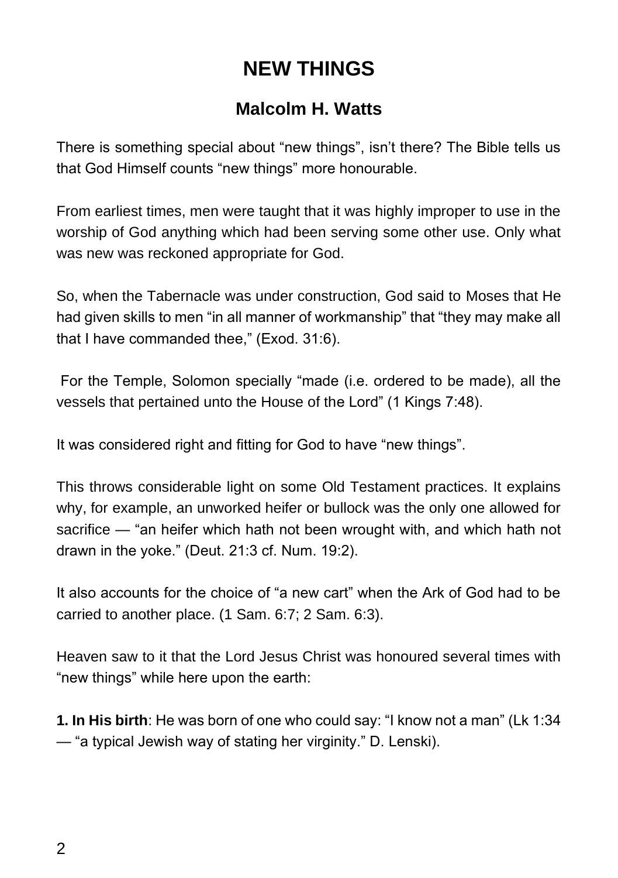# NEW THINGS

## Malcolm H. Watts

There is something special about "new things", isn't there? The Bible tells us that God Himself counts "new things" more honourable.

From earliest times, men were taught that it was highly improper to use in the worship of God anything which had been serving some other use. Only what was new was reckoned appropriate for God.

So, when the Tabernacle was under construction, God said to Moses that He had given skills to men "in all manner of workmanship" that "they may make all that I have commanded thee," (Exod. 31:6).

For the Temple, Solomon specially "made (i.e. ordered to be made), all the vessels that pertained unto the House of the Lord" (1 Kings 7:48).

It was considered right and fitting for God to have "new things".

This throws considerable light on some Old Testament practices. It explains why, for example, an unworked heifer or bullock was the only one allowed for sacrifice — "an heifer which hath not been wrought with, and which hath not drawn in the yoke." (Deut. 21:3 cf. Num. 19:2).

It also accounts for the choice of "a new cart" when the Ark of God had to be carried to another place. (1 Sam. 6:7; 2 Sam. 6:3).

Heaven saw to it that the Lord Jesus Christ was honoured several times with "new things" while here upon the earth:

**1. In His birth**: He was born of one who could say: "I know not a man" (Lk 1:34 — "a typical Jewish way of stating her virginity." D. Lenski).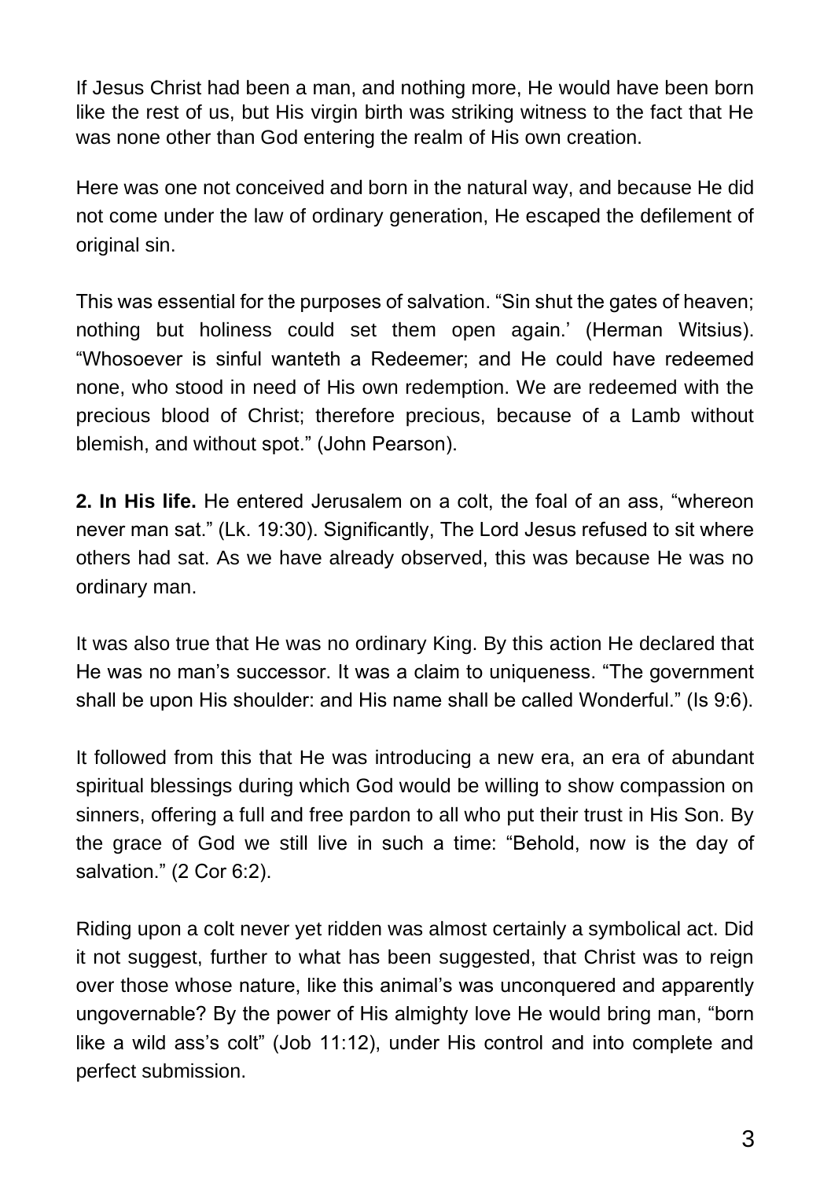If Jesus Christ had been a man, and nothing more, He would have been born like the rest of us, but His virgin birth was striking witness to the fact that He was none other than God entering the realm of His own creation.

Here was one not conceived and born in the natural way, and because He did not come under the law of ordinary generation, He escaped the defilement of original sin.

This was essential for the purposes of salvation. “Sin shut the gates of heaven; nothing but holiness could set them open again.’ (Herman Witsius). “Whosoever is sinful wanteth a Redeemer; and He could have redeemed none, who stood in need of His own redemption. We are redeemed with the precious blood of Christ; therefore precious, because of a Lamb without blemish, and without spot.” (John Pearson).

**2. In His life.** He entered Jerusalem on a colt, the foal of an ass, “whereon never man sat.” (Lk. 19:30). Significantly, The Lord Jesus refused to sit where others had sat. As we have already observed, this was because He was no ordinary man.

It was also true that He was no ordinary King. By this action He declared that He was no man’s successor. It was a claim to uniqueness. “The government shall be upon His shoulder: and His name shall be called Wonderful.” (Is 9:6).

It followed from this that He was introducing a new era, an era of abundant spiritual blessings during which God would be willing to show compassion on sinners, offering a full and free pardon to all who put their trust in His Son. By the grace of God we still live in such a time: “Behold, now is the day of salvation.” (2 Cor 6:2).

Riding upon a colt never yet ridden was almost certainly a symbolical act. Did it not suggest, further to what has been suggested, that Christ was to reign over those whose nature, like this animal’s was unconquered and apparently ungovernable? By the power of His almighty love He would bring man, “born like a wild ass’s colt” (Job 11:12), under His control and into complete and perfect submission.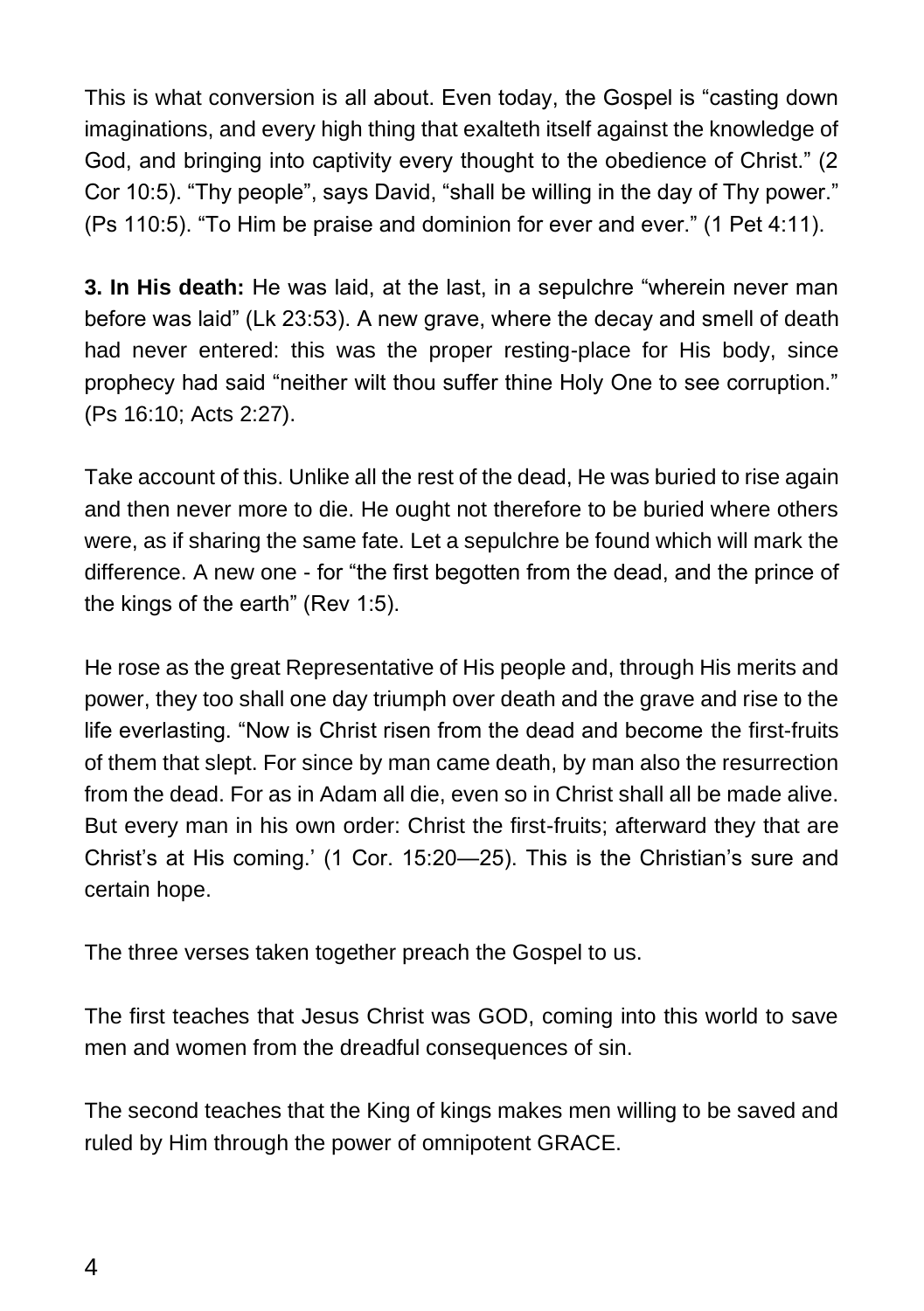This is what conversion is all about. Even today, the Gospel is “casting down imaginations, and every high thing that exalteth itself against the knowledge of God, and bringing into captivity every thought to the obedience of Christ.” (2 Cor 10:5). “Thy people”, says David, “shall be willing in the day of Thy power.” (Ps 110:5). “To Him be praise and dominion for ever and ever.” (1 Pet 4:11).

**3. In His death:** He was laid, at the last, in a sepulchre “wherein never man before was laid” (Lk 23:53). A new grave, where the decay and smell of death had never entered: this was the proper resting-place for His body, since prophecy had said “neither wilt thou suffer thine Holy One to see corruption.” (Ps 16:10; Acts 2:27).

Take account of this. Unlike all the rest of the dead, He was buried to rise again and then never more to die. He ought not therefore to be buried where others were, as if sharing the same fate. Let a sepulchre be found which will mark the difference. A new one - for “the first begotten from the dead, and the prince of the kings of the earth” (Rev 1:5).

He rose as the great Representative of His people and, through His merits and power, they too shall one day triumph over death and the grave and rise to the life everlasting. “Now is Christ risen from the dead and become the first-fruits of them that slept. For since by man came death, by man also the resurrection from the dead. For as in Adam all die, even so in Christ shall all be made alive. But every man in his own order: Christ the first-fruits; afterward they that are Christ’s at His coming.’ (1 Cor. 15:20—25). This is the Christian’s sure and certain hope.

The three verses taken together preach the Gospel to us.

The first teaches that Jesus Christ was GOD, coming into this world to save men and women from the dreadful consequences of sin.

The second teaches that the King of kings makes men willing to be saved and ruled by Him through the power of omnipotent GRACE.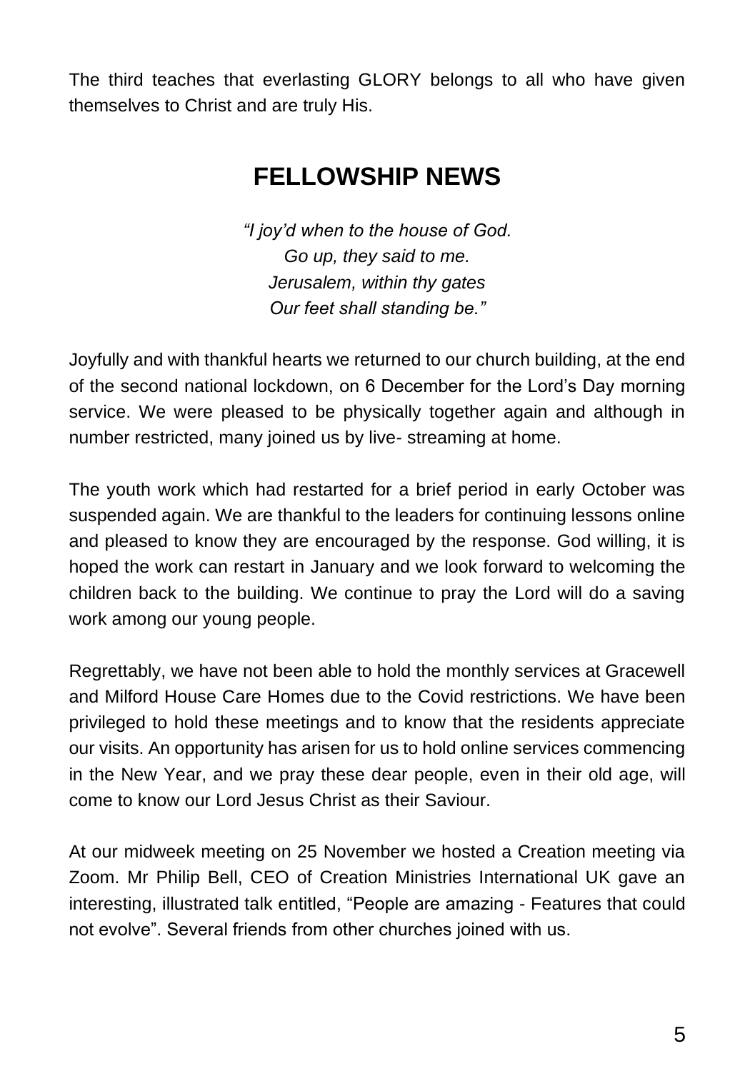The third teaches that everlasting GLORY belongs to all who have given themselves to Christ and are truly His.

## FELLOWSHIP NEWS

*"I joy'd when to the house of God.*
*Go up, they said to me.*
*Jerusalem, within thy gates*
*Our feet shall standing be."*

Joyfully and with thankful hearts we returned to our church building, at the end of the second national lockdown, on 6 December for the Lord's Day morning service. We were pleased to be physically together again and although in number restricted, many joined us by live- streaming at home.

The youth work which had restarted for a brief period in early October was suspended again. We are thankful to the leaders for continuing lessons online and pleased to know they are encouraged by the response. God willing, it is hoped the work can restart in January and we look forward to welcoming the children back to the building. We continue to pray the Lord will do a saving work among our young people.

Regrettably, we have not been able to hold the monthly services at Gracewell and Milford House Care Homes due to the Covid restrictions. We have been privileged to hold these meetings and to know that the residents appreciate our visits. An opportunity has arisen for us to hold online services commencing in the New Year, and we pray these dear people, even in their old age, will come to know our Lord Jesus Christ as their Saviour.

At our midweek meeting on 25 November we hosted a Creation meeting via Zoom. Mr Philip Bell, CEO of Creation Ministries International UK gave an interesting, illustrated talk entitled, "People are amazing - Features that could not evolve". Several friends from other churches joined with us.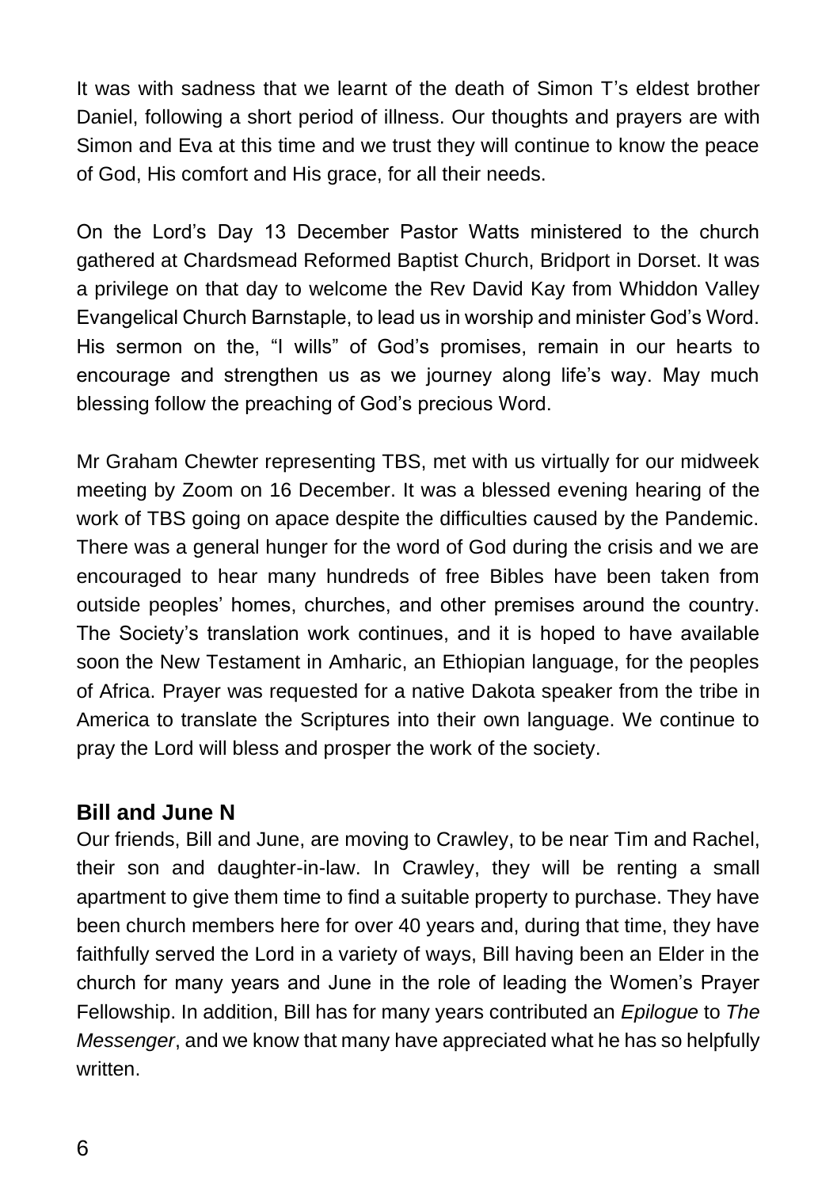It was with sadness that we learnt of the death of Simon T's eldest brother Daniel, following a short period of illness. Our thoughts and prayers are with Simon and Eva at this time and we trust they will continue to know the peace of God, His comfort and His grace, for all their needs.

On the Lord's Day 13 December Pastor Watts ministered to the church gathered at Chardsmead Reformed Baptist Church, Bridport in Dorset. It was a privilege on that day to welcome the Rev David Kay from Whiddon Valley Evangelical Church Barnstaple, to lead us in worship and minister God's Word. His sermon on the, "I wills" of God's promises, remain in our hearts to encourage and strengthen us as we journey along life's way. May much blessing follow the preaching of God's precious Word.

Mr Graham Chewter representing TBS, met with us virtually for our midweek meeting by Zoom on 16 December. It was a blessed evening hearing of the work of TBS going on apace despite the difficulties caused by the Pandemic. There was a general hunger for the word of God during the crisis and we are encouraged to hear many hundreds of free Bibles have been taken from outside peoples' homes, churches, and other premises around the country. The Society's translation work continues, and it is hoped to have available soon the New Testament in Amharic, an Ethiopian language, for the peoples of Africa. Prayer was requested for a native Dakota speaker from the tribe in America to translate the Scriptures into their own language. We continue to pray the Lord will bless and prosper the work of the society.

### Bill and June N

Our friends, Bill and June, are moving to Crawley, to be near Tim and Rachel, their son and daughter-in-law. In Crawley, they will be renting a small apartment to give them time to find a suitable property to purchase. They have been church members here for over 40 years and, during that time, they have faithfully served the Lord in a variety of ways, Bill having been an Elder in the church for many years and June in the role of leading the Women's Prayer Fellowship. In addition, Bill has for many years contributed an *Epilogue* to *The Messenger*, and we know that many have appreciated what he has so helpfully written.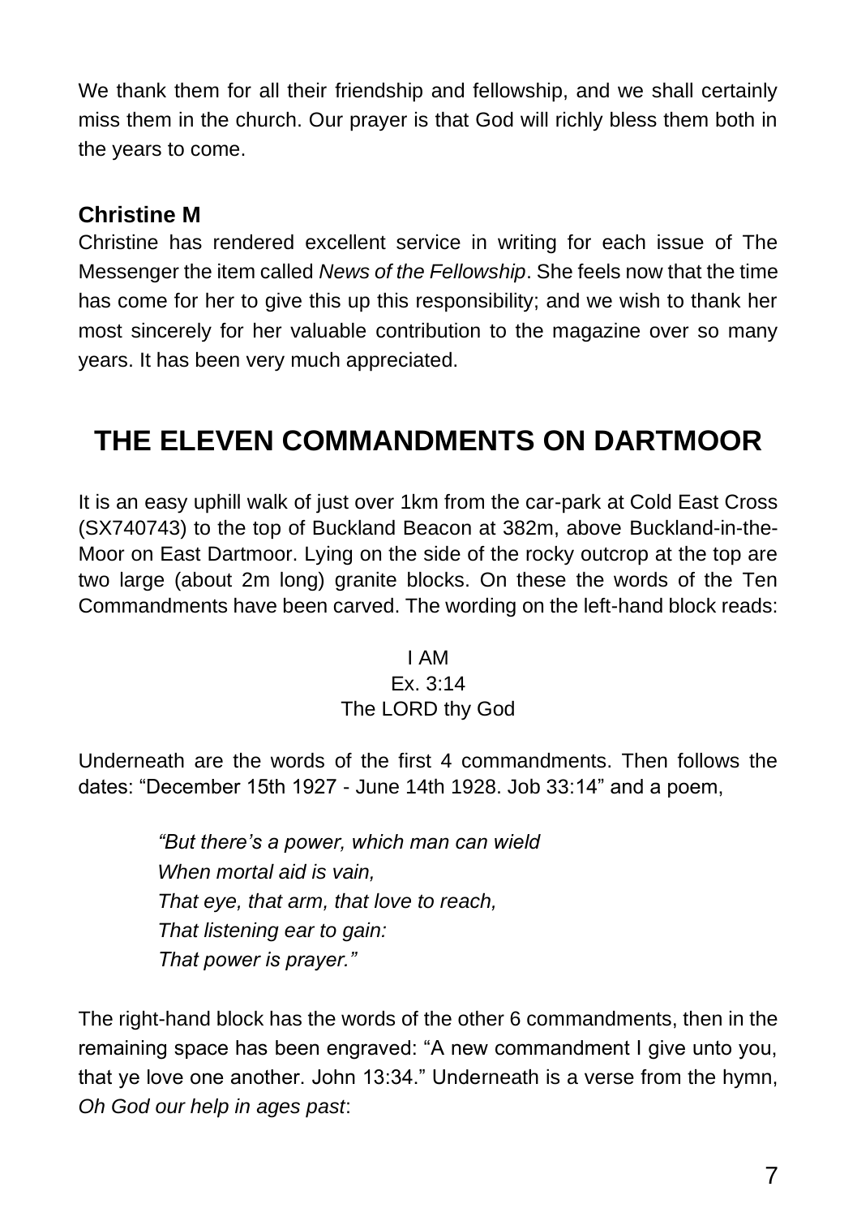We thank them for all their friendship and fellowship, and we shall certainly miss them in the church. Our prayer is that God will richly bless them both in the years to come.

### Christine M

Christine has rendered excellent service in writing for each issue of The Messenger the item called *News of the Fellowship*. She feels now that the time has come for her to give this up this responsibility; and we wish to thank her most sincerely for her valuable contribution to the magazine over so many years. It has been very much appreciated.

## THE ELEVEN COMMANDMENTS ON DARTMOOR

It is an easy uphill walk of just over 1km from the car-park at Cold East Cross (SX740743) to the top of Buckland Beacon at 382m, above Buckland-in-the-Moor on East Dartmoor. Lying on the side of the rocky outcrop at the top are two large (about 2m long) granite blocks. On these the words of the Ten Commandments have been carved. The wording on the left-hand block reads:

I AM
Ex. 3:14
The LORD thy God

Underneath are the words of the first 4 commandments. Then follows the dates: "December 15th 1927 - June 14th 1928. Job 33:14" and a poem,

*"But there's a power, which man can wield*
*When mortal aid is vain,*
*That eye, that arm, that love to reach,*
*That listening ear to gain:*
*That power is prayer."*

The right-hand block has the words of the other 6 commandments, then in the remaining space has been engraved: "A new commandment I give unto you, that ye love one another. John 13:34." Underneath is a verse from the hymn, *Oh God our help in ages past*: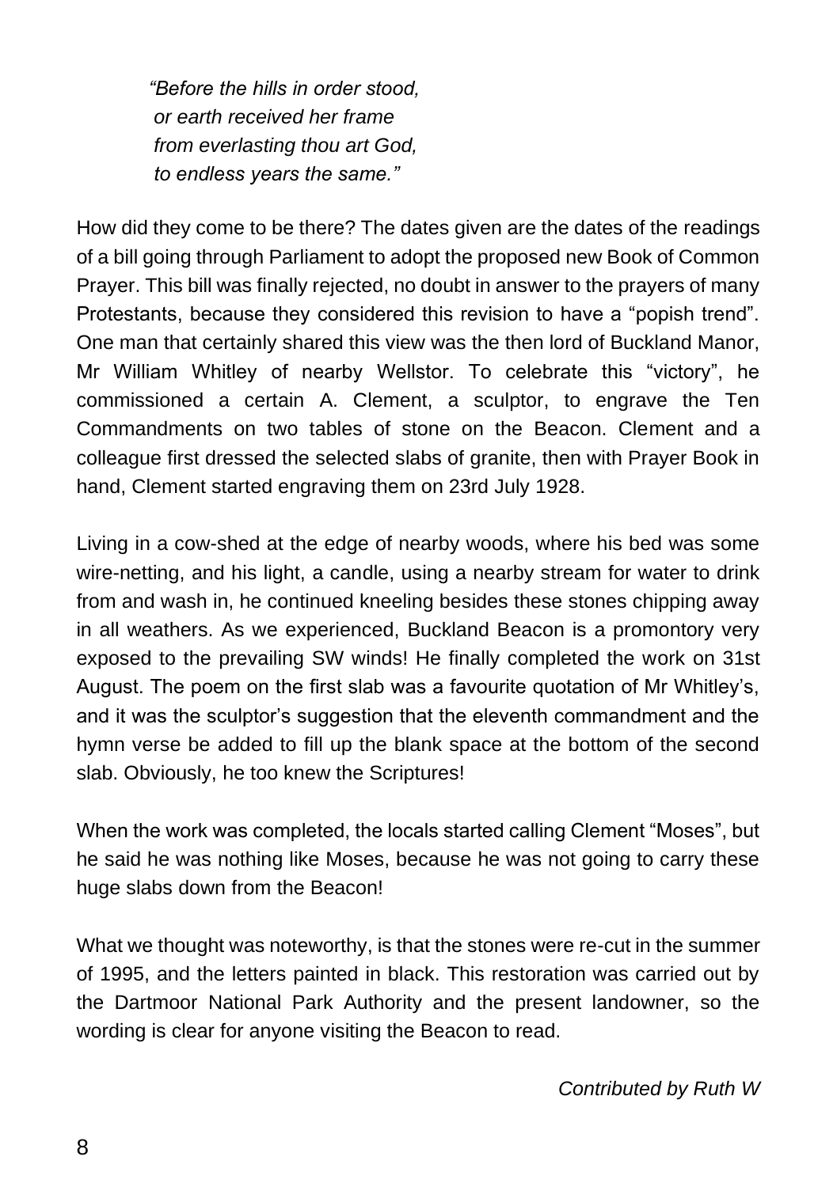*"Before the hills in order stood,*
*or earth received her frame*
*from everlasting thou art God,*
*to endless years the same."*

How did they come to be there? The dates given are the dates of the readings of a bill going through Parliament to adopt the proposed new Book of Common Prayer. This bill was finally rejected, no doubt in answer to the prayers of many Protestants, because they considered this revision to have a "popish trend". One man that certainly shared this view was the then lord of Buckland Manor, Mr William Whitley of nearby Wellstor. To celebrate this "victory", he commissioned a certain A. Clement, a sculptor, to engrave the Ten Commandments on two tables of stone on the Beacon. Clement and a colleague first dressed the selected slabs of granite, then with Prayer Book in hand, Clement started engraving them on 23rd July 1928.

Living in a cow-shed at the edge of nearby woods, where his bed was some wire-netting, and his light, a candle, using a nearby stream for water to drink from and wash in, he continued kneeling besides these stones chipping away in all weathers. As we experienced, Buckland Beacon is a promontory very exposed to the prevailing SW winds! He finally completed the work on 31st August. The poem on the first slab was a favourite quotation of Mr Whitley's, and it was the sculptor's suggestion that the eleventh commandment and the hymn verse be added to fill up the blank space at the bottom of the second slab. Obviously, he too knew the Scriptures!

When the work was completed, the locals started calling Clement "Moses", but he said he was nothing like Moses, because he was not going to carry these huge slabs down from the Beacon!

What we thought was noteworthy, is that the stones were re-cut in the summer of 1995, and the letters painted in black. This restoration was carried out by the Dartmoor National Park Authority and the present landowner, so the wording is clear for anyone visiting the Beacon to read.

*Contributed by Ruth W*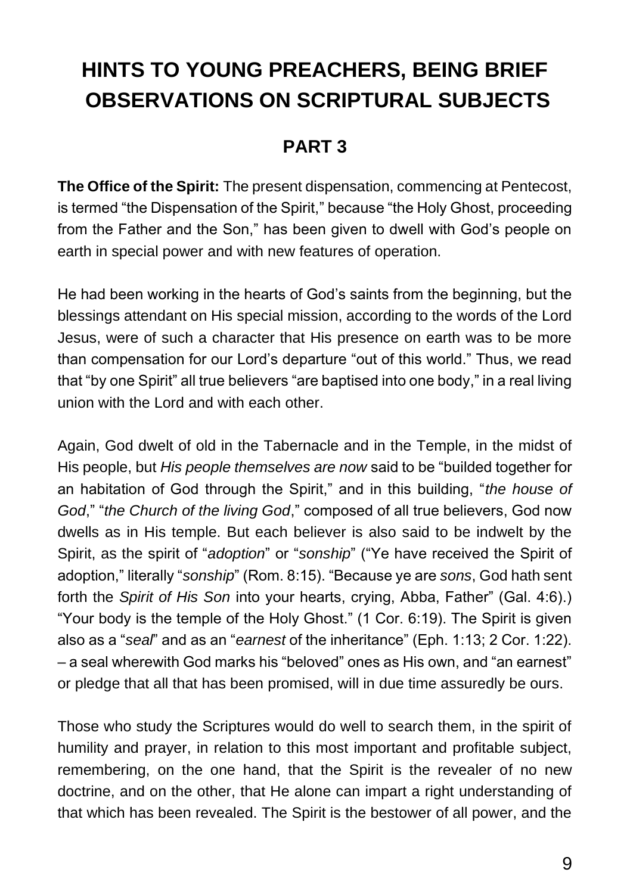# HINTS TO YOUNG PREACHERS, BEING BRIEF OBSERVATIONS ON SCRIPTURAL SUBJECTS

## PART 3

**The Office of the Spirit:** The present dispensation, commencing at Pentecost, is termed "the Dispensation of the Spirit," because "the Holy Ghost, proceeding from the Father and the Son," has been given to dwell with God's people on earth in special power and with new features of operation.

He had been working in the hearts of God's saints from the beginning, but the blessings attendant on His special mission, according to the words of the Lord Jesus, were of such a character that His presence on earth was to be more than compensation for our Lord's departure "out of this world." Thus, we read that "by one Spirit" all true believers "are baptised into one body," in a real living union with the Lord and with each other.

Again, God dwelt of old in the Tabernacle and in the Temple, in the midst of His people, but *His people themselves are now* said to be "builded together for an habitation of God through the Spirit," and in this building, "*the house of God*," "*the Church of the living God*," composed of all true believers, God now dwells as in His temple. But each believer is also said to be indwelt by the Spirit, as the spirit of "*adoption*" or "*sonship*" ("Ye have received the Spirit of adoption," literally "*sonship*" (Rom. 8:15). "Because ye are *sons*, God hath sent forth the *Spirit of His Son* into your hearts, crying, Abba, Father" (Gal. 4:6).) "Your body is the temple of the Holy Ghost." (1 Cor. 6:19). The Spirit is given also as a "*seal*" and as an "*earnest* of the inheritance" (Eph. 1:13; 2 Cor. 1:22). – a seal wherewith God marks his "beloved" ones as His own, and "an earnest" or pledge that all that has been promised, will in due time assuredly be ours.

Those who study the Scriptures would do well to search them, in the spirit of humility and prayer, in relation to this most important and profitable subject, remembering, on the one hand, that the Spirit is the revealer of no new doctrine, and on the other, that He alone can impart a right understanding of that which has been revealed. The Spirit is the bestower of all power, and the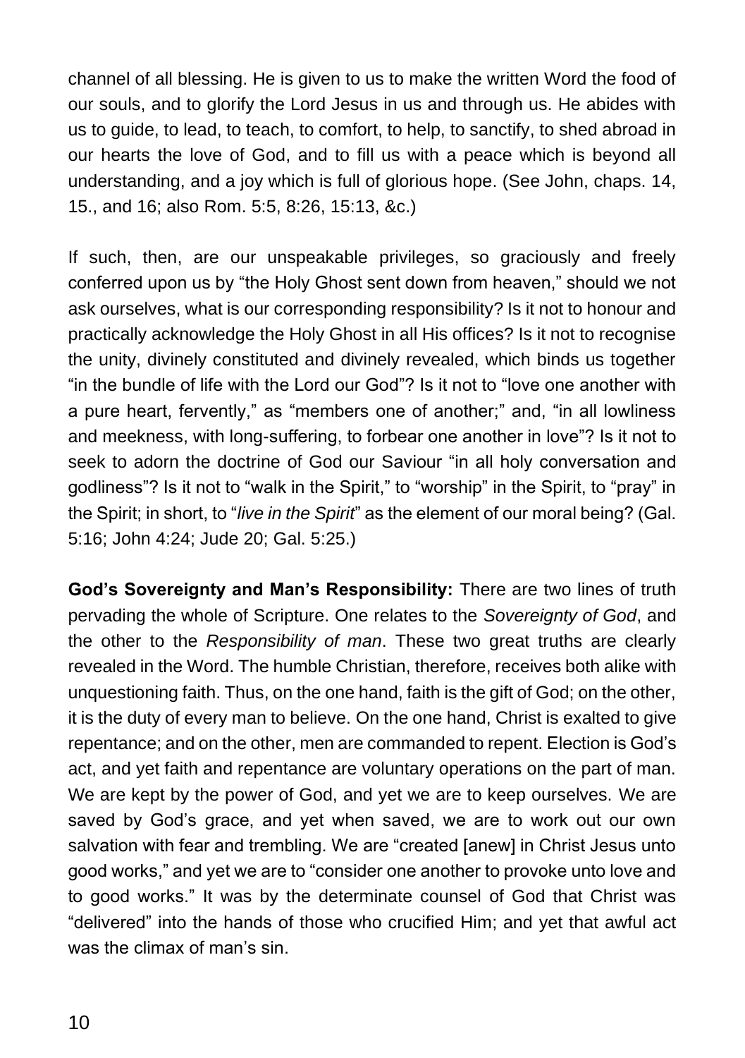channel of all blessing. He is given to us to make the written Word the food of our souls, and to glorify the Lord Jesus in us and through us. He abides with us to guide, to lead, to teach, to comfort, to help, to sanctify, to shed abroad in our hearts the love of God, and to fill us with a peace which is beyond all understanding, and a joy which is full of glorious hope. (See John, chaps. 14, 15., and 16; also Rom. 5:5, 8:26, 15:13, &c.)

If such, then, are our unspeakable privileges, so graciously and freely conferred upon us by "the Holy Ghost sent down from heaven," should we not ask ourselves, what is our corresponding responsibility? Is it not to honour and practically acknowledge the Holy Ghost in all His offices? Is it not to recognise the unity, divinely constituted and divinely revealed, which binds us together "in the bundle of life with the Lord our God"? Is it not to "love one another with a pure heart, fervently," as "members one of another;" and, "in all lowliness and meekness, with long-suffering, to forbear one another in love"? Is it not to seek to adorn the doctrine of God our Saviour "in all holy conversation and godliness"? Is it not to "walk in the Spirit," to "worship" in the Spirit, to "pray" in the Spirit; in short, to "*live in the Spirit*" as the element of our moral being? (Gal. 5:16; John 4:24; Jude 20; Gal. 5:25.)

**God's Sovereignty and Man's Responsibility:** There are two lines of truth pervading the whole of Scripture. One relates to the *Sovereignty of God*, and the other to the *Responsibility of man*. These two great truths are clearly revealed in the Word. The humble Christian, therefore, receives both alike with unquestioning faith. Thus, on the one hand, faith is the gift of God; on the other, it is the duty of every man to believe. On the one hand, Christ is exalted to give repentance; and on the other, men are commanded to repent. Election is God's act, and yet faith and repentance are voluntary operations on the part of man. We are kept by the power of God, and yet we are to keep ourselves. We are saved by God's grace, and yet when saved, we are to work out our own salvation with fear and trembling. We are "created [anew] in Christ Jesus unto good works," and yet we are to "consider one another to provoke unto love and to good works." It was by the determinate counsel of God that Christ was "delivered" into the hands of those who crucified Him; and yet that awful act was the climax of man's sin.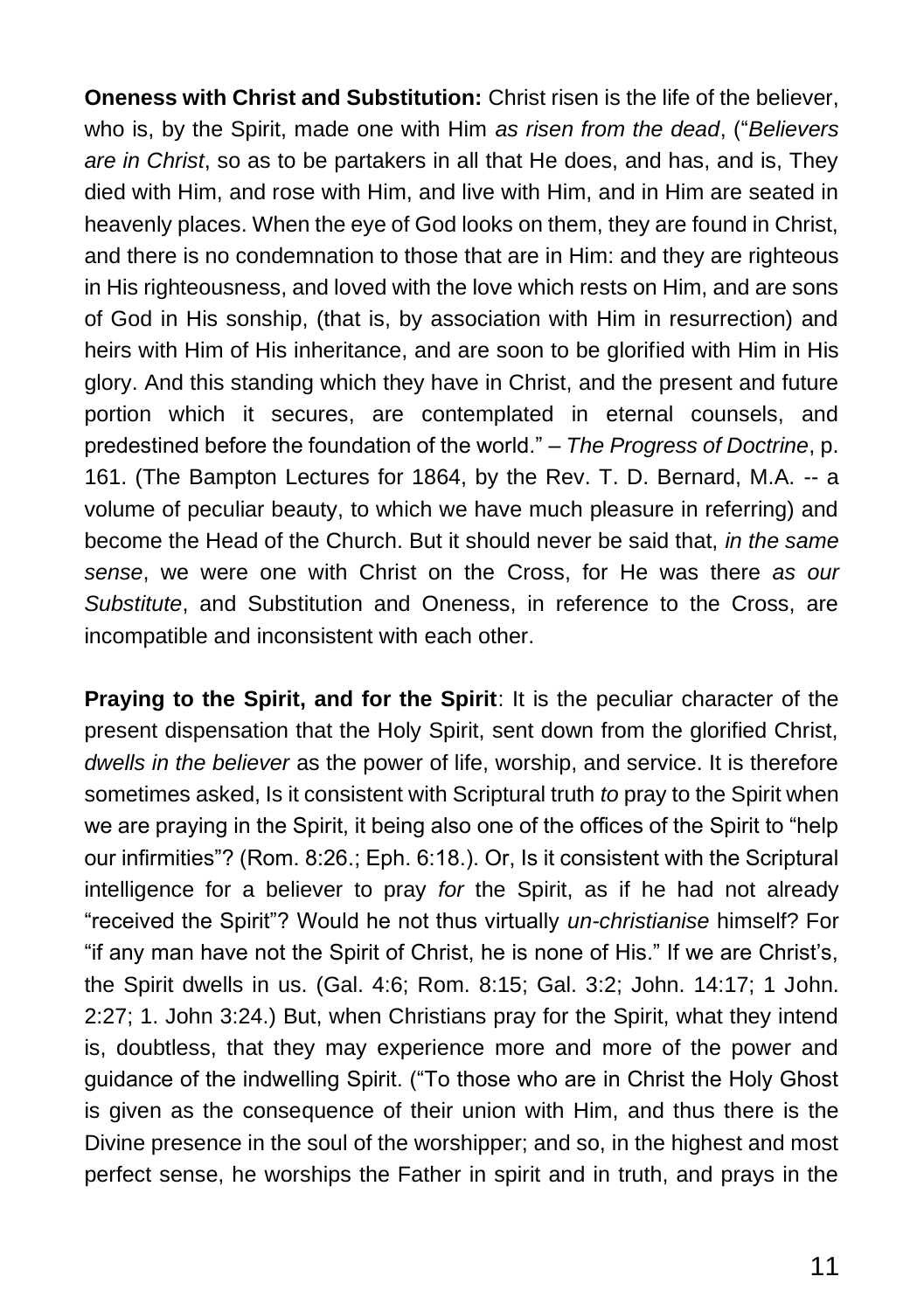**Oneness with Christ and Substitution:** Christ risen is the life of the believer, who is, by the Spirit, made one with Him *as risen from the dead*, ("*Believers are in Christ*, so as to be partakers in all that He does, and has, and is, They died with Him, and rose with Him, and live with Him, and in Him are seated in heavenly places. When the eye of God looks on them, they are found in Christ, and there is no condemnation to those that are in Him: and they are righteous in His righteousness, and loved with the love which rests on Him, and are sons of God in His sonship, (that is, by association with Him in resurrection) and heirs with Him of His inheritance, and are soon to be glorified with Him in His glory. And this standing which they have in Christ, and the present and future portion which it secures, are contemplated in eternal counsels, and predestined before the foundation of the world." – *The Progress of Doctrine*, p. 161. (The Bampton Lectures for 1864, by the Rev. T. D. Bernard, M.A. -- a volume of peculiar beauty, to which we have much pleasure in referring) and become the Head of the Church. But it should never be said that, *in the same sense*, we were one with Christ on the Cross, for He was there *as our Substitute*, and Substitution and Oneness, in reference to the Cross, are incompatible and inconsistent with each other.

**Praying to the Spirit, and for the Spirit**: It is the peculiar character of the present dispensation that the Holy Spirit, sent down from the glorified Christ, *dwells in the believer* as the power of life, worship, and service. It is therefore sometimes asked, Is it consistent with Scriptural truth *to* pray to the Spirit when we are praying in the Spirit, it being also one of the offices of the Spirit to "help our infirmities"? (Rom. 8:26.; Eph. 6:18.). Or, Is it consistent with the Scriptural intelligence for a believer to pray *for* the Spirit, as if he had not already "received the Spirit"? Would he not thus virtually *un-christianise* himself? For "if any man have not the Spirit of Christ, he is none of His." If we are Christ's, the Spirit dwells in us. (Gal. 4:6; Rom. 8:15; Gal. 3:2; John. 14:17; 1 John. 2:27; 1. John 3:24.) But, when Christians pray for the Spirit, what they intend is, doubtless, that they may experience more and more of the power and guidance of the indwelling Spirit. ("To those who are in Christ the Holy Ghost is given as the consequence of their union with Him, and thus there is the Divine presence in the soul of the worshipper; and so, in the highest and most perfect sense, he worships the Father in spirit and in truth, and prays in the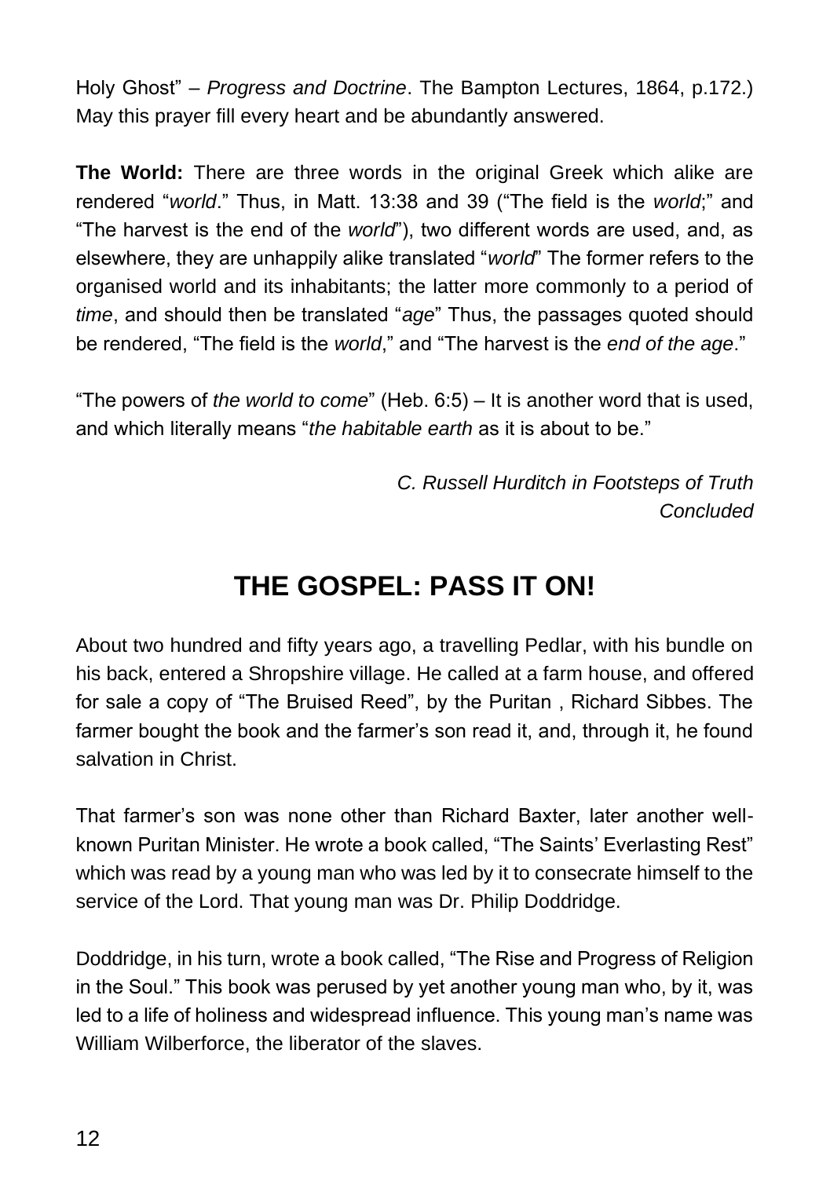Holy Ghost" – *Progress and Doctrine*. The Bampton Lectures, 1864, p.172.) May this prayer fill every heart and be abundantly answered.

**The World:** There are three words in the original Greek which alike are rendered "*world*." Thus, in Matt. 13:38 and 39 ("The field is the *world*;" and "The harvest is the end of the *world*"), two different words are used, and, as elsewhere, they are unhappily alike translated "*world*" The former refers to the organised world and its inhabitants; the latter more commonly to a period of *time*, and should then be translated "*age*" Thus, the passages quoted should be rendered, "The field is the *world*," and "The harvest is the *end of the age*."

"The powers of *the world to come*" (Heb. 6:5) – It is another word that is used, and which literally means "*the habitable earth* as it is about to be."

*C. Russell Hurditch in Footsteps of Truth*
*Concluded*

## THE GOSPEL: PASS IT ON!

About two hundred and fifty years ago, a travelling Pedlar, with his bundle on his back, entered a Shropshire village. He called at a farm house, and offered for sale a copy of "The Bruised Reed", by the Puritan , Richard Sibbes. The farmer bought the book and the farmer's son read it, and, through it, he found salvation in Christ.

That farmer's son was none other than Richard Baxter, later another well-known Puritan Minister. He wrote a book called, "The Saints' Everlasting Rest" which was read by a young man who was led by it to consecrate himself to the service of the Lord. That young man was Dr. Philip Doddridge.

Doddridge, in his turn, wrote a book called, "The Rise and Progress of Religion in the Soul." This book was perused by yet another young man who, by it, was led to a life of holiness and widespread influence. This young man's name was William Wilberforce, the liberator of the slaves.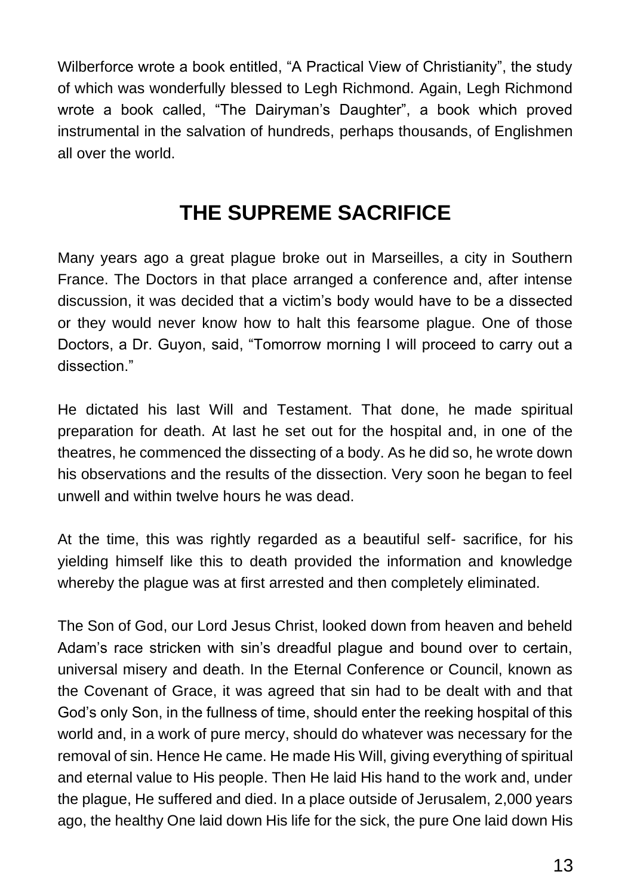Wilberforce wrote a book entitled, "A Practical View of Christianity", the study of which was wonderfully blessed to Legh Richmond. Again, Legh Richmond wrote a book called, "The Dairyman's Daughter", a book which proved instrumental in the salvation of hundreds, perhaps thousands, of Englishmen all over the world.

## THE SUPREME SACRIFICE

Many years ago a great plague broke out in Marseilles, a city in Southern France. The Doctors in that place arranged a conference and, after intense discussion, it was decided that a victim's body would have to be a dissected or they would never know how to halt this fearsome plague. One of those Doctors, a Dr. Guyon, said, "Tomorrow morning I will proceed to carry out a dissection."

He dictated his last Will and Testament. That done, he made spiritual preparation for death. At last he set out for the hospital and, in one of the theatres, he commenced the dissecting of a body. As he did so, he wrote down his observations and the results of the dissection. Very soon he began to feel unwell and within twelve hours he was dead.

At the time, this was rightly regarded as a beautiful self- sacrifice, for his yielding himself like this to death provided the information and knowledge whereby the plague was at first arrested and then completely eliminated.

The Son of God, our Lord Jesus Christ, looked down from heaven and beheld Adam's race stricken with sin's dreadful plague and bound over to certain, universal misery and death. In the Eternal Conference or Council, known as the Covenant of Grace, it was agreed that sin had to be dealt with and that God's only Son, in the fullness of time, should enter the reeking hospital of this world and, in a work of pure mercy, should do whatever was necessary for the removal of sin. Hence He came. He made His Will, giving everything of spiritual and eternal value to His people. Then He laid His hand to the work and, under the plague, He suffered and died. In a place outside of Jerusalem, 2,000 years ago, the healthy One laid down His life for the sick, the pure One laid down His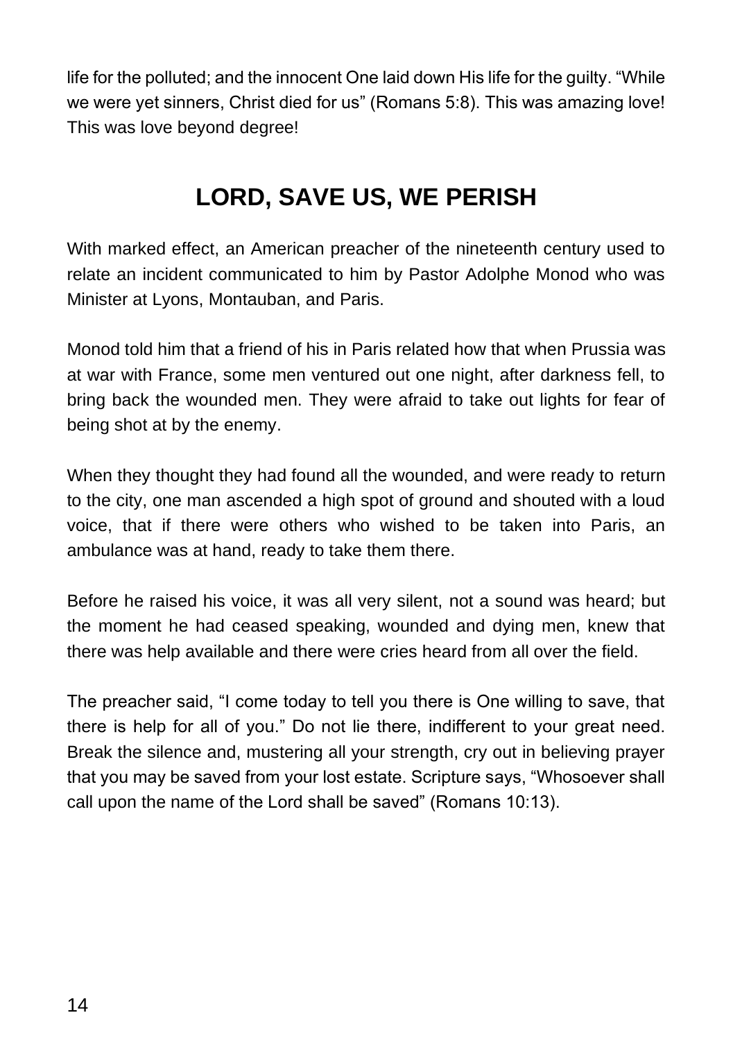life for the polluted; and the innocent One laid down His life for the guilty. “While we were yet sinners, Christ died for us” (Romans 5:8). This was amazing love! This was love beyond degree!

## LORD, SAVE US, WE PERISH

With marked effect, an American preacher of the nineteenth century used to relate an incident communicated to him by Pastor Adolphe Monod who was Minister at Lyons, Montauban, and Paris.

Monod told him that a friend of his in Paris related how that when Prussia was at war with France, some men ventured out one night, after darkness fell, to bring back the wounded men. They were afraid to take out lights for fear of being shot at by the enemy.

When they thought they had found all the wounded, and were ready to return to the city, one man ascended a high spot of ground and shouted with a loud voice, that if there were others who wished to be taken into Paris, an ambulance was at hand, ready to take them there.

Before he raised his voice, it was all very silent, not a sound was heard; but the moment he had ceased speaking, wounded and dying men, knew that there was help available and there were cries heard from all over the field.

The preacher said, “I come today to tell you there is One willing to save, that there is help for all of you.” Do not lie there, indifferent to your great need. Break the silence and, mustering all your strength, cry out in believing prayer that you may be saved from your lost estate. Scripture says, “Whosoever shall call upon the name of the Lord shall be saved” (Romans 10:13).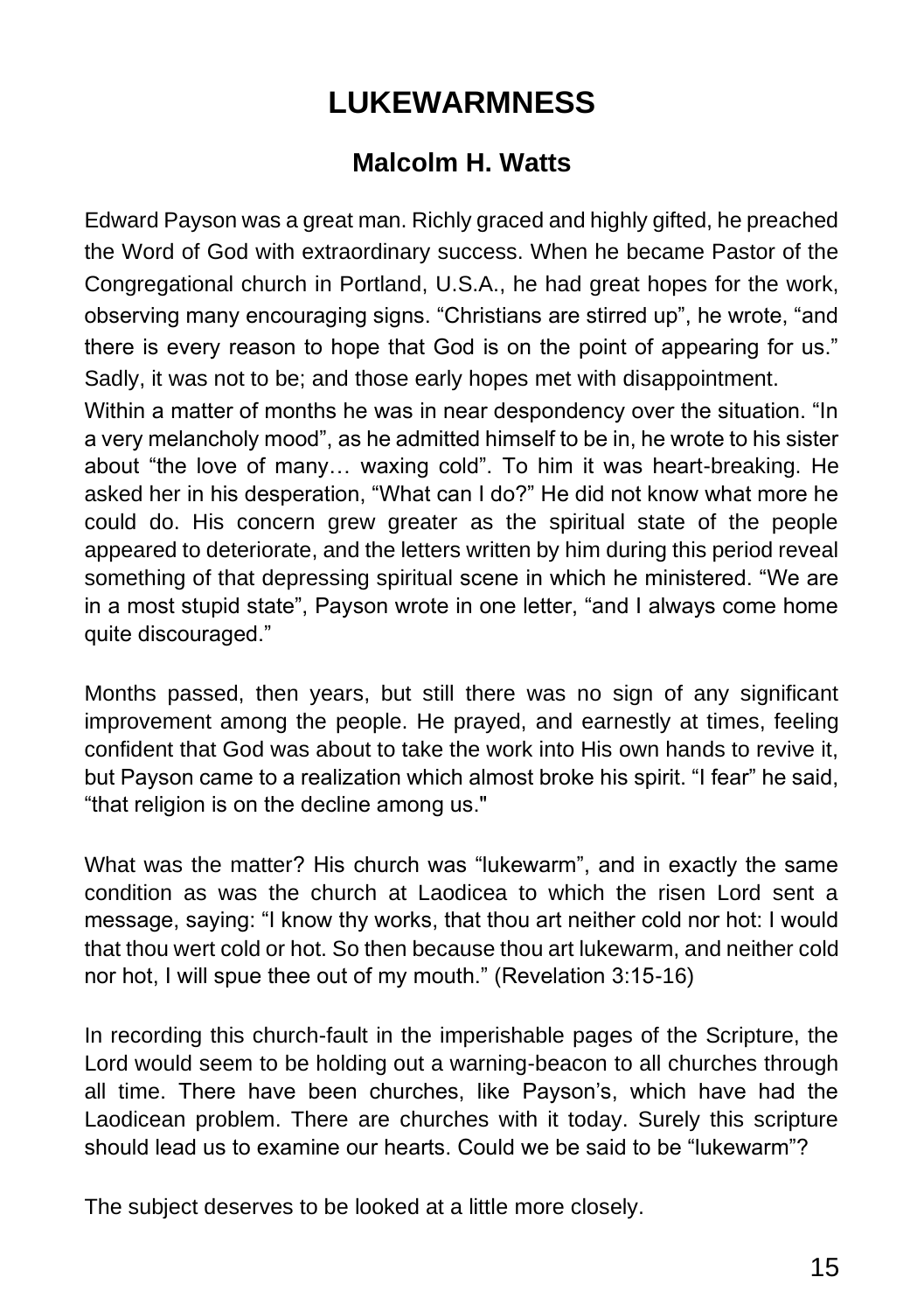# LUKEWARMNESS

## Malcolm H. Watts

Edward Payson was a great man. Richly graced and highly gifted, he preached the Word of God with extraordinary success. When he became Pastor of the Congregational church in Portland, U.S.A., he had great hopes for the work, observing many encouraging signs. "Christians are stirred up", he wrote, "and there is every reason to hope that God is on the point of appearing for us." Sadly, it was not to be; and those early hopes met with disappointment.

Within a matter of months he was in near despondency over the situation. "In a very melancholy mood", as he admitted himself to be in, he wrote to his sister about "the love of many… waxing cold". To him it was heart-breaking. He asked her in his desperation, "What can I do?" He did not know what more he could do. His concern grew greater as the spiritual state of the people appeared to deteriorate, and the letters written by him during this period reveal something of that depressing spiritual scene in which he ministered. "We are in a most stupid state", Payson wrote in one letter, "and I always come home quite discouraged."

Months passed, then years, but still there was no sign of any significant improvement among the people. He prayed, and earnestly at times, feeling confident that God was about to take the work into His own hands to revive it, but Payson came to a realization which almost broke his spirit. "I fear" he said, "that religion is on the decline among us."

What was the matter? His church was "lukewarm", and in exactly the same condition as was the church at Laodicea to which the risen Lord sent a message, saying: "I know thy works, that thou art neither cold nor hot: I would that thou wert cold or hot. So then because thou art lukewarm, and neither cold nor hot, I will spue thee out of my mouth." (Revelation 3:15-16)

In recording this church-fault in the imperishable pages of the Scripture, the Lord would seem to be holding out a warning-beacon to all churches through all time. There have been churches, like Payson's, which have had the Laodicean problem. There are churches with it today. Surely this scripture should lead us to examine our hearts. Could we be said to be "lukewarm"?

The subject deserves to be looked at a little more closely.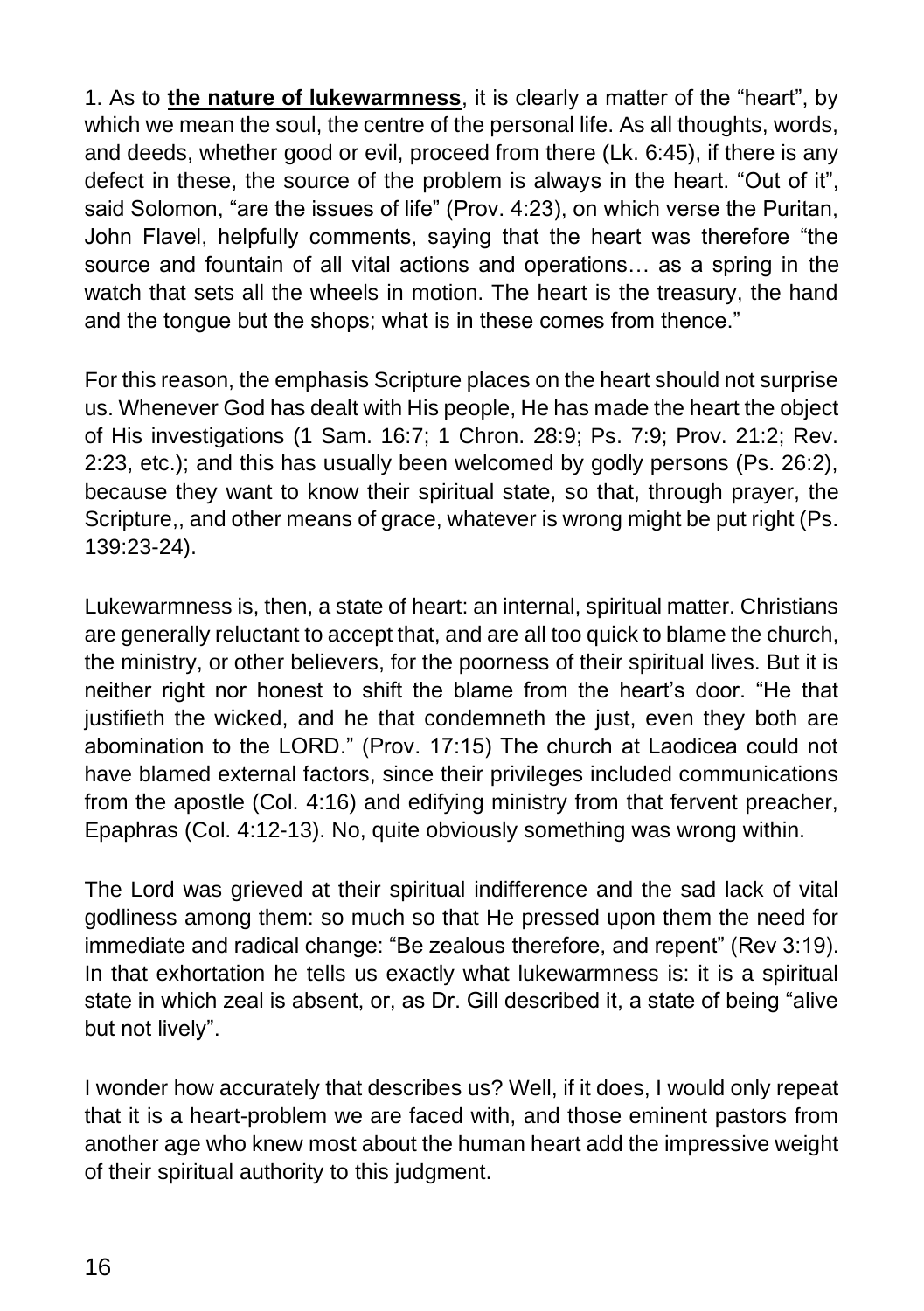1. As to **<u>the nature of lukewarmness</u>**, it is clearly a matter of the "heart", by which we mean the soul, the centre of the personal life. As all thoughts, words, and deeds, whether good or evil, proceed from there (Lk. 6:45), if there is any defect in these, the source of the problem is always in the heart. "Out of it", said Solomon, "are the issues of life" (Prov. 4:23), on which verse the Puritan, John Flavel, helpfully comments, saying that the heart was therefore "the source and fountain of all vital actions and operations… as a spring in the watch that sets all the wheels in motion. The heart is the treasury, the hand and the tongue but the shops; what is in these comes from thence."

For this reason, the emphasis Scripture places on the heart should not surprise us. Whenever God has dealt with His people, He has made the heart the object of His investigations (1 Sam. 16:7; 1 Chron. 28:9; Ps. 7:9; Prov. 21:2; Rev. 2:23, etc.); and this has usually been welcomed by godly persons (Ps. 26:2), because they want to know their spiritual state, so that, through prayer, the Scripture,, and other means of grace, whatever is wrong might be put right (Ps. 139:23-24).

Lukewarmness is, then, a state of heart: an internal, spiritual matter. Christians are generally reluctant to accept that, and are all too quick to blame the church, the ministry, or other believers, for the poorness of their spiritual lives. But it is neither right nor honest to shift the blame from the heart's door. "He that justifieth the wicked, and he that condemneth the just, even they both are abomination to the LORD." (Prov. 17:15) The church at Laodicea could not have blamed external factors, since their privileges included communications from the apostle (Col. 4:16) and edifying ministry from that fervent preacher, Epaphras (Col. 4:12-13). No, quite obviously something was wrong within.

The Lord was grieved at their spiritual indifference and the sad lack of vital godliness among them: so much so that He pressed upon them the need for immediate and radical change: "Be zealous therefore, and repent" (Rev 3:19). In that exhortation he tells us exactly what lukewarmness is: it is a spiritual state in which zeal is absent, or, as Dr. Gill described it, a state of being "alive but not lively".

I wonder how accurately that describes us? Well, if it does, I would only repeat that it is a heart-problem we are faced with, and those eminent pastors from another age who knew most about the human heart add the impressive weight of their spiritual authority to this judgment.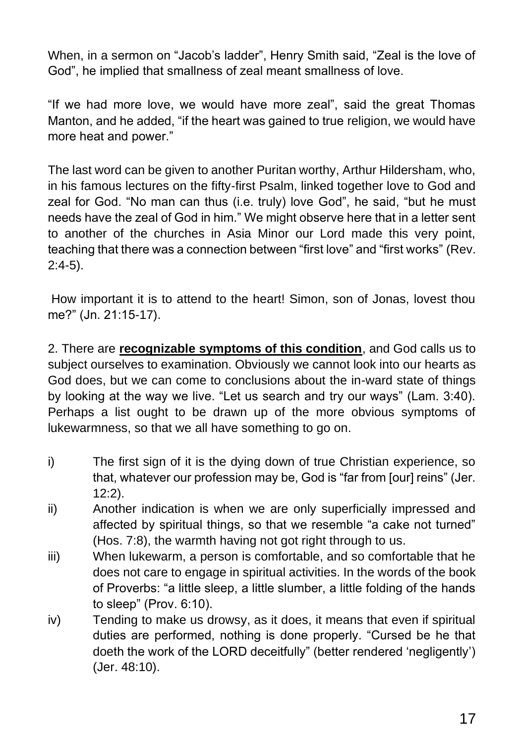When, in a sermon on "Jacob's ladder", Henry Smith said, "Zeal is the love of God", he implied that smallness of zeal meant smallness of love.

"If we had more love, we would have more zeal", said the great Thomas Manton, and he added, "if the heart was gained to true religion, we would have more heat and power."

The last word can be given to another Puritan worthy, Arthur Hildersham, who, in his famous lectures on the fifty-first Psalm, linked together love to God and zeal for God. "No man can thus (i.e. truly) love God", he said, "but he must needs have the zeal of God in him." We might observe here that in a letter sent to another of the churches in Asia Minor our Lord made this very point, teaching that there was a connection between "first love" and "first works" (Rev. 2:4-5).

How important it is to attend to the heart! Simon, son of Jonas, lovest thou me?" (Jn. 21:15-17).

2. There are **recognizable symptoms of this condition**, and God calls us to subject ourselves to examination. Obviously we cannot look into our hearts as God does, but we can come to conclusions about the in-ward state of things by looking at the way we live. "Let us search and try our ways" (Lam. 3:40). Perhaps a list ought to be drawn up of the more obvious symptoms of lukewarmness, so that we all have something to go on.

i) The first sign of it is the dying down of true Christian experience, so that, whatever our profession may be, God is "far from [our] reins" (Jer. 12:2).

ii) Another indication is when we are only superficially impressed and affected by spiritual things, so that we resemble "a cake not turned" (Hos. 7:8), the warmth having not got right through to us.

iii) When lukewarm, a person is comfortable, and so comfortable that he does not care to engage in spiritual activities. In the words of the book of Proverbs: "a little sleep, a little slumber, a little folding of the hands to sleep" (Prov. 6:10).

iv) Tending to make us drowsy, as it does, it means that even if spiritual duties are performed, nothing is done properly. "Cursed be he that doeth the work of the LORD deceitfully" (better rendered 'negligently') (Jer. 48:10).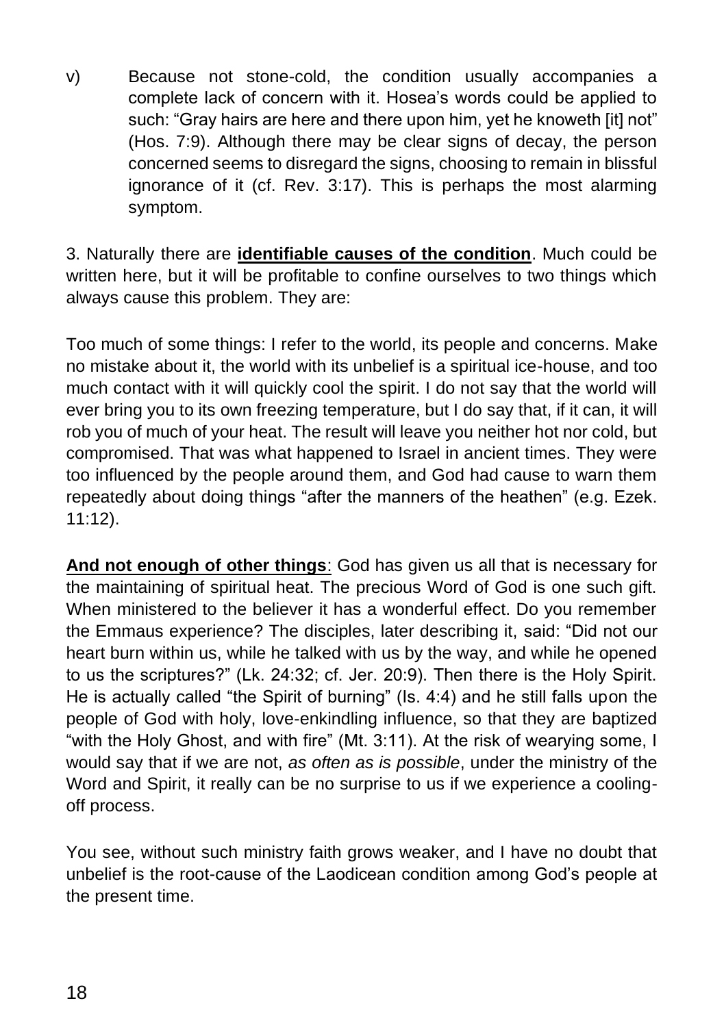v) Because not stone-cold, the condition usually accompanies a complete lack of concern with it. Hosea's words could be applied to such: "Gray hairs are here and there upon him, yet he knoweth [it] not" (Hos. 7:9). Although there may be clear signs of decay, the person concerned seems to disregard the signs, choosing to remain in blissful ignorance of it (cf. Rev. 3:17). This is perhaps the most alarming symptom.

3. Naturally there are **<u>identifiable causes of the condition</u>**. Much could be written here, but it will be profitable to confine ourselves to two things which always cause this problem. They are:

Too much of some things: I refer to the world, its people and concerns. Make no mistake about it, the world with its unbelief is a spiritual ice-house, and too much contact with it will quickly cool the spirit. I do not say that the world will ever bring you to its own freezing temperature, but I do say that, if it can, it will rob you of much of your heat. The result will leave you neither hot nor cold, but compromised. That was what happened to Israel in ancient times. They were too influenced by the people around them, and God had cause to warn them repeatedly about doing things "after the manners of the heathen" (e.g. Ezek. 11:12).

**<u>And not enough of other things</u>**: God has given us all that is necessary for the maintaining of spiritual heat. The precious Word of God is one such gift. When ministered to the believer it has a wonderful effect. Do you remember the Emmaus experience? The disciples, later describing it, said: "Did not our heart burn within us, while he talked with us by the way, and while he opened to us the scriptures?" (Lk. 24:32; cf. Jer. 20:9). Then there is the Holy Spirit. He is actually called "the Spirit of burning" (Is. 4:4) and he still falls upon the people of God with holy, love-enkindling influence, so that they are baptized "with the Holy Ghost, and with fire" (Mt. 3:11). At the risk of wearying some, I would say that if we are not, *as often as is possible*, under the ministry of the Word and Spirit, it really can be no surprise to us if we experience a cooling-off process.

You see, without such ministry faith grows weaker, and I have no doubt that unbelief is the root-cause of the Laodicean condition among God's people at the present time.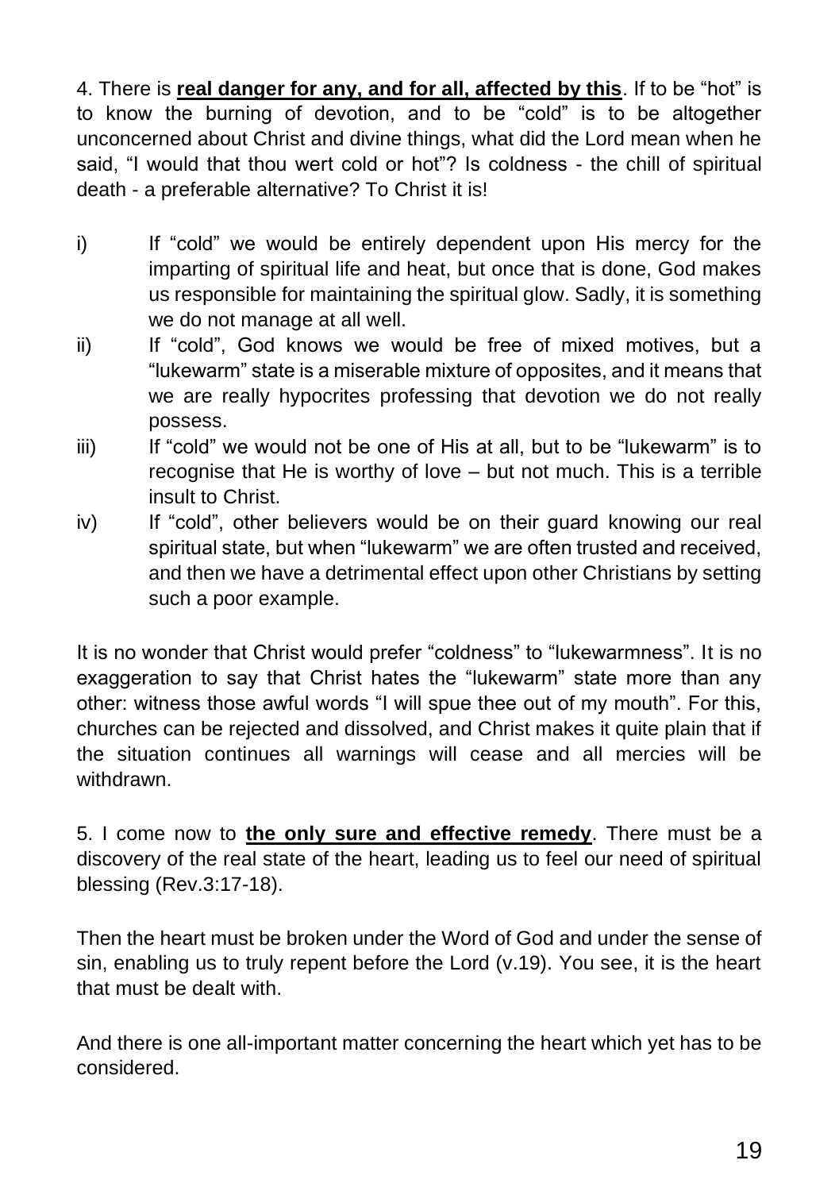4. There is **real danger for any, and for all, affected by this**. If to be "hot" is to know the burning of devotion, and to be "cold" is to be altogether unconcerned about Christ and divine things, what did the Lord mean when he said, "I would that thou wert cold or hot"? Is coldness - the chill of spiritual death - a preferable alternative? To Christ it is!

i) If "cold" we would be entirely dependent upon His mercy for the imparting of spiritual life and heat, but once that is done, God makes us responsible for maintaining the spiritual glow. Sadly, it is something we do not manage at all well.

ii) If "cold", God knows we would be free of mixed motives, but a "lukewarm" state is a miserable mixture of opposites, and it means that we are really hypocrites professing that devotion we do not really possess.

iii) If "cold" we would not be one of His at all, but to be "lukewarm" is to recognise that He is worthy of love – but not much. This is a terrible insult to Christ.

iv) If "cold", other believers would be on their guard knowing our real spiritual state, but when "lukewarm" we are often trusted and received, and then we have a detrimental effect upon other Christians by setting such a poor example.

It is no wonder that Christ would prefer "coldness" to "lukewarmness". It is no exaggeration to say that Christ hates the "lukewarm" state more than any other: witness those awful words "I will spue thee out of my mouth". For this, churches can be rejected and dissolved, and Christ makes it quite plain that if the situation continues all warnings will cease and all mercies will be withdrawn.

5. I come now to **the only sure and effective remedy**. There must be a discovery of the real state of the heart, leading us to feel our need of spiritual blessing (Rev.3:17-18).

Then the heart must be broken under the Word of God and under the sense of sin, enabling us to truly repent before the Lord (v.19). You see, it is the heart that must be dealt with.

And there is one all-important matter concerning the heart which yet has to be considered.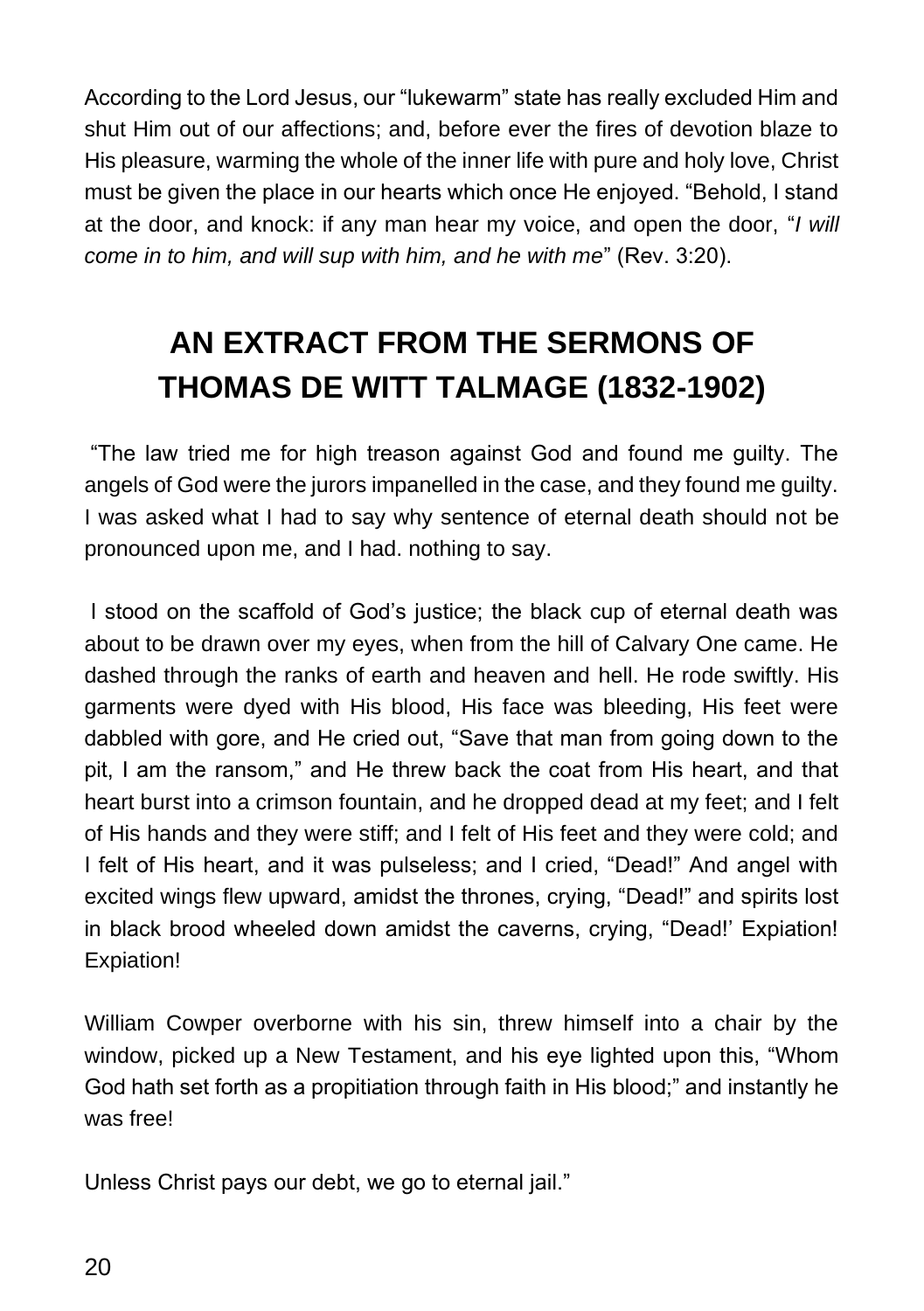According to the Lord Jesus, our "lukewarm" state has really excluded Him and shut Him out of our affections; and, before ever the fires of devotion blaze to His pleasure, warming the whole of the inner life with pure and holy love, Christ must be given the place in our hearts which once He enjoyed. "Behold, I stand at the door, and knock: if any man hear my voice, and open the door, "*I will come in to him, and will sup with him, and he with me*" (Rev. 3:20).

## AN EXTRACT FROM THE SERMONS OF THOMAS DE WITT TALMAGE (1832-1902)

"The law tried me for high treason against God and found me guilty. The angels of God were the jurors impanelled in the case, and they found me guilty. I was asked what I had to say why sentence of eternal death should not be pronounced upon me, and I had. nothing to say.

I stood on the scaffold of God's justice; the black cup of eternal death was about to be drawn over my eyes, when from the hill of Calvary One came. He dashed through the ranks of earth and heaven and hell. He rode swiftly. His garments were dyed with His blood, His face was bleeding, His feet were dabbled with gore, and He cried out, "Save that man from going down to the pit, I am the ransom," and He threw back the coat from His heart, and that heart burst into a crimson fountain, and he dropped dead at my feet; and I felt of His hands and they were stiff; and I felt of His feet and they were cold; and I felt of His heart, and it was pulseless; and I cried, "Dead!" And angel with excited wings flew upward, amidst the thrones, crying, "Dead!" and spirits lost in black brood wheeled down amidst the caverns, crying, "Dead!' Expiation! Expiation!

William Cowper overborne with his sin, threw himself into a chair by the window, picked up a New Testament, and his eye lighted upon this, "Whom God hath set forth as a propitiation through faith in His blood;" and instantly he was free!

Unless Christ pays our debt, we go to eternal jail."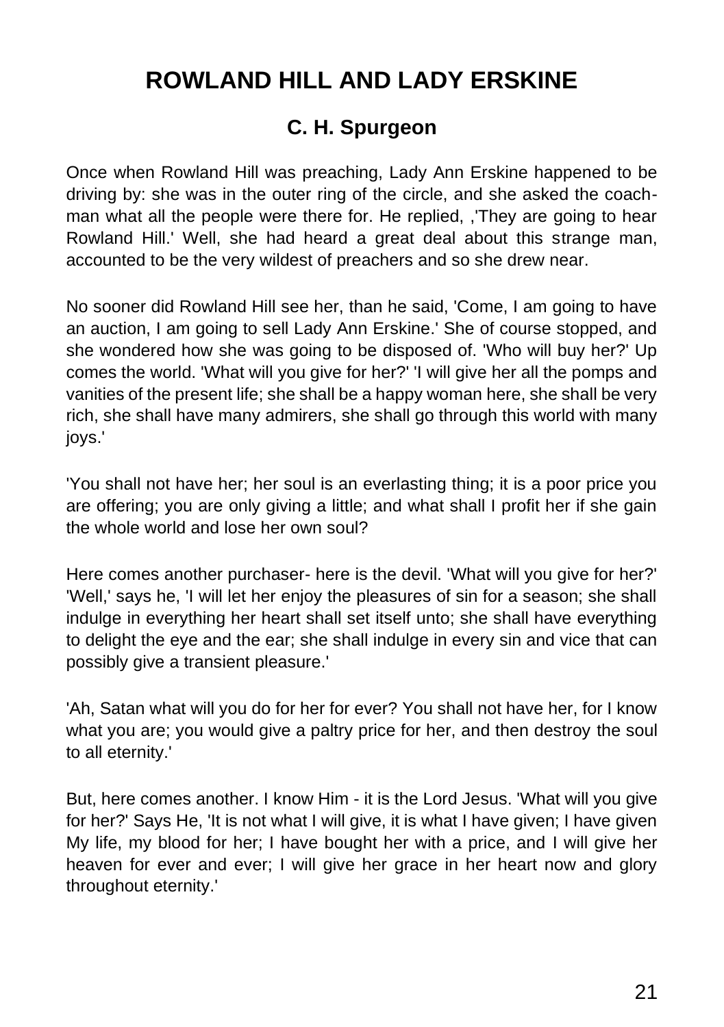# ROWLAND HILL AND LADY ERSKINE

## C. H. Spurgeon

Once when Rowland Hill was preaching, Lady Ann Erskine happened to be driving by: she was in the outer ring of the circle, and she asked the coach-man what all the people were there for. He replied, ,'They are going to hear Rowland Hill.' Well, she had heard a great deal about this strange man, accounted to be the very wildest of preachers and so she drew near.

No sooner did Rowland Hill see her, than he said, 'Come, I am going to have an auction, I am going to sell Lady Ann Erskine.' She of course stopped, and she wondered how she was going to be disposed of. 'Who will buy her?' Up comes the world. 'What will you give for her?' 'I will give her all the pomps and vanities of the present life; she shall be a happy woman here, she shall be very rich, she shall have many admirers, she shall go through this world with many joys.'

'You shall not have her; her soul is an everlasting thing; it is a poor price you are offering; you are only giving a little; and what shall I profit her if she gain the whole world and lose her own soul?

Here comes another purchaser- here is the devil. 'What will you give for her?' 'Well,' says he, 'I will let her enjoy the pleasures of sin for a season; she shall indulge in everything her heart shall set itself unto; she shall have everything to delight the eye and the ear; she shall indulge in every sin and vice that can possibly give a transient pleasure.'

'Ah, Satan what will you do for her for ever? You shall not have her, for I know what you are; you would give a paltry price for her, and then destroy the soul to all eternity.'

But, here comes another. I know Him - it is the Lord Jesus. 'What will you give for her?' Says He, 'It is not what I will give, it is what I have given; I have given My life, my blood for her; I have bought her with a price, and I will give her heaven for ever and ever; I will give her grace in her heart now and glory throughout eternity.'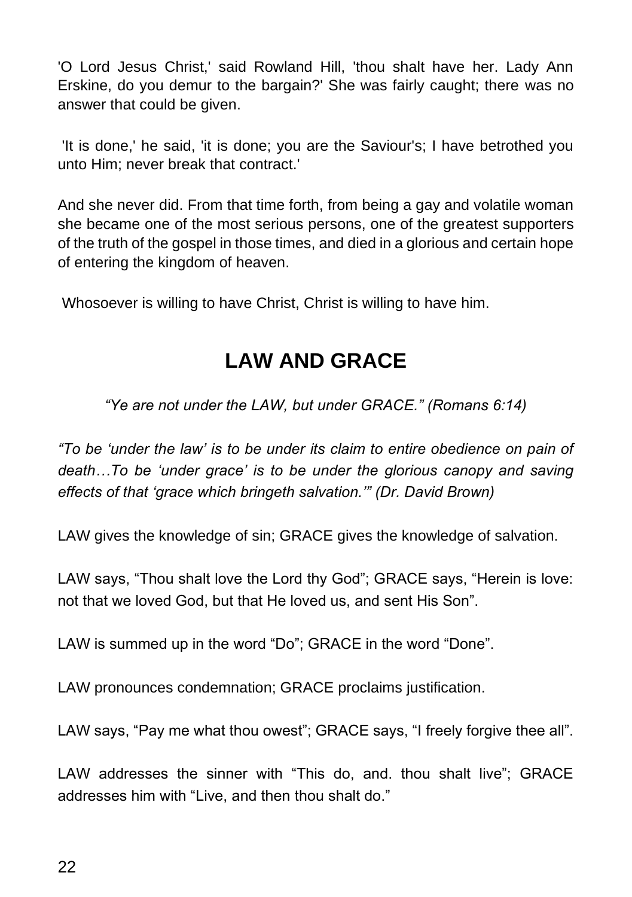'O Lord Jesus Christ,' said Rowland Hill, 'thou shalt have her. Lady Ann Erskine, do you demur to the bargain?' She was fairly caught; there was no answer that could be given.

'It is done,' he said, 'it is done; you are the Saviour's; I have betrothed you unto Him; never break that contract.'

And she never did. From that time forth, from being a gay and volatile woman she became one of the most serious persons, one of the greatest supporters of the truth of the gospel in those times, and died in a glorious and certain hope of entering the kingdom of heaven.

Whosoever is willing to have Christ, Christ is willing to have him.

## LAW AND GRACE

*"Ye are not under the LAW, but under GRACE." (Romans 6:14)*

*"To be 'under the law' is to be under its claim to entire obedience on pain of death…To be 'under grace' is to be under the glorious canopy and saving effects of that 'grace which bringeth salvation.'" (Dr. David Brown)*

LAW gives the knowledge of sin; GRACE gives the knowledge of salvation.

LAW says, "Thou shalt love the Lord thy God"; GRACE says, "Herein is love: not that we loved God, but that He loved us, and sent His Son".

LAW is summed up in the word "Do"; GRACE in the word "Done".

LAW pronounces condemnation; GRACE proclaims justification.

LAW says, "Pay me what thou owest"; GRACE says, "I freely forgive thee all".

LAW addresses the sinner with "This do, and. thou shalt live"; GRACE addresses him with "Live, and then thou shalt do."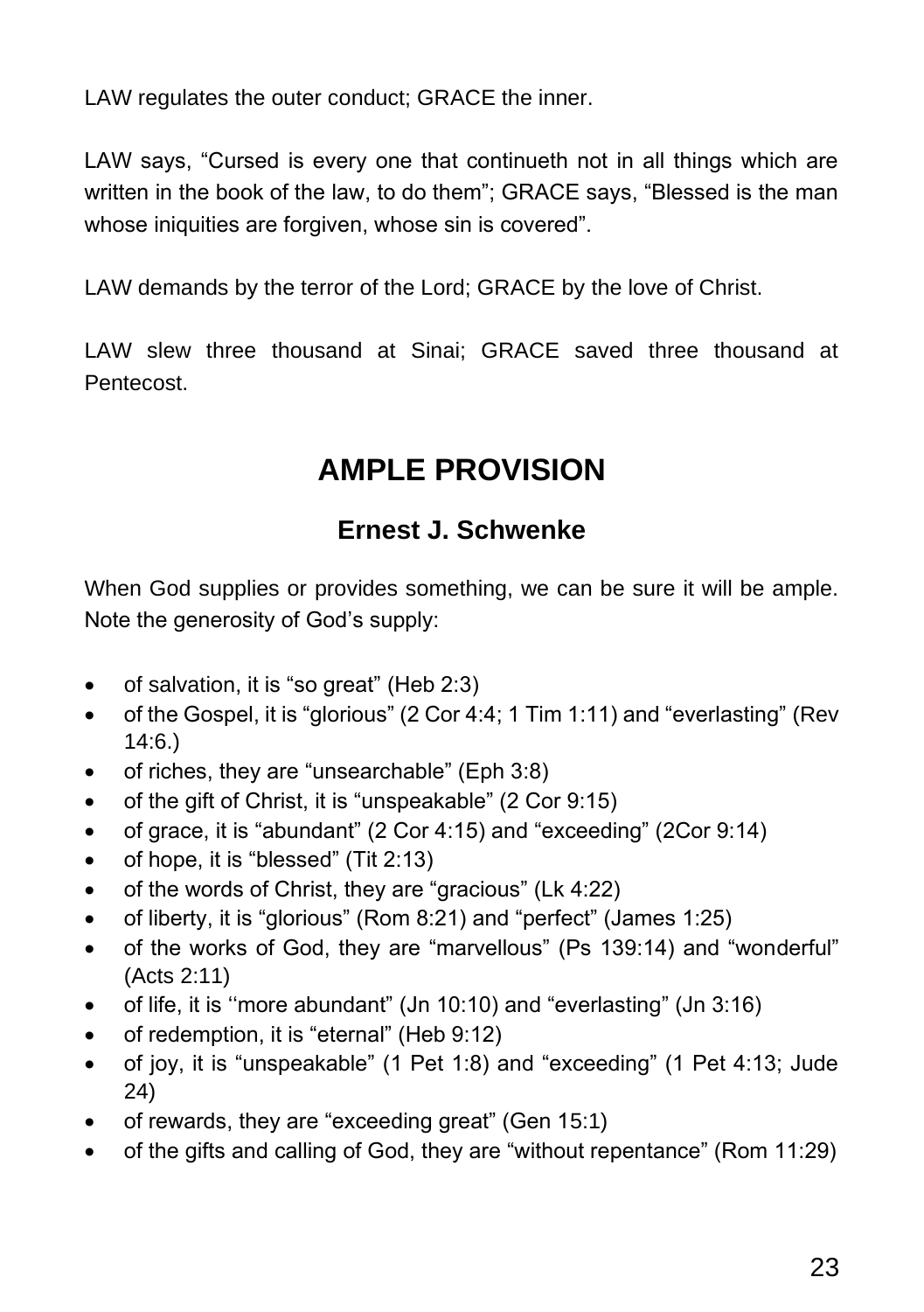LAW regulates the outer conduct; GRACE the inner.

LAW says, “Cursed is every one that continueth not in all things which are written in the book of the law, to do them”; GRACE says, “Blessed is the man whose iniquities are forgiven, whose sin is covered”.

LAW demands by the terror of the Lord; GRACE by the love of Christ.

LAW slew three thousand at Sinai; GRACE saved three thousand at Pentecost.

## AMPLE PROVISION

### Ernest J. Schwenke

When God supplies or provides something, we can be sure it will be ample. Note the generosity of God’s supply:

- of salvation, it is “so great” (Heb 2:3)
- of the Gospel, it is “glorious” (2 Cor 4:4; 1 Tim 1:11) and “everlasting” (Rev 14:6.)
- of riches, they are “unsearchable” (Eph 3:8)
- of the gift of Christ, it is “unspeakable” (2 Cor 9:15)
- of grace, it is “abundant” (2 Cor 4:15) and “exceeding” (2Cor 9:14)
- of hope, it is “blessed” (Tit 2:13)
- of the words of Christ, they are “gracious” (Lk 4:22)
- of liberty, it is “glorious” (Rom 8:21) and “perfect” (James 1:25)
- of the works of God, they are “marvellous” (Ps 139:14) and “wonderful” (Acts 2:11)
- of life, it is ‘‘more abundant” (Jn 10:10) and “everlasting” (Jn 3:16)
- of redemption, it is “eternal” (Heb 9:12)
- of joy, it is “unspeakable” (1 Pet 1:8) and “exceeding” (1 Pet 4:13; Jude 24)
- of rewards, they are “exceeding great” (Gen 15:1)
- of the gifts and calling of God, they are “without repentance” (Rom 11:29)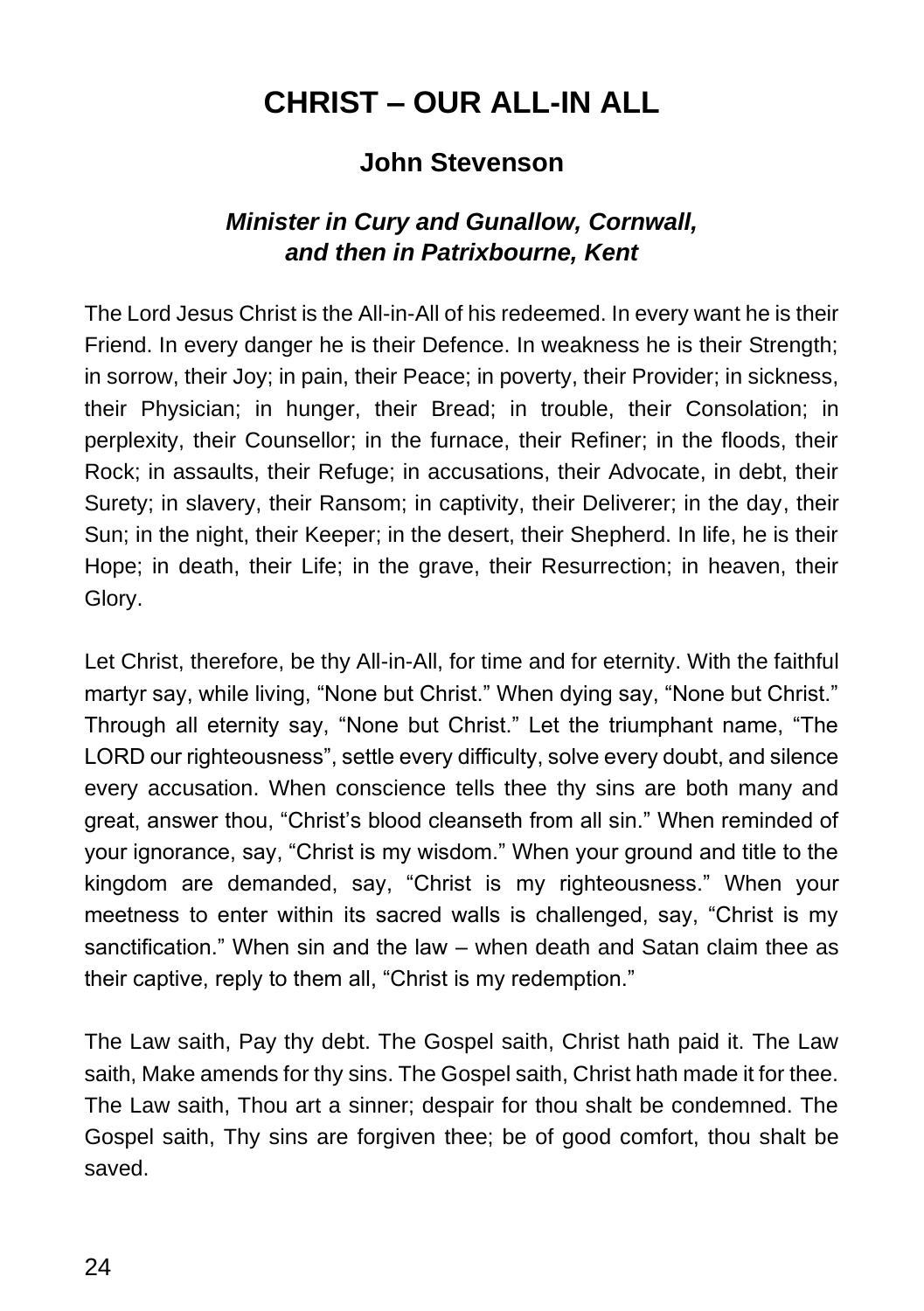# CHRIST – OUR ALL-IN ALL

## John Stevenson

### *Minister in Cury and Gunallow, Cornwall, and then in Patrixbourne, Kent*

The Lord Jesus Christ is the All-in-All of his redeemed. In every want he is their Friend. In every danger he is their Defence. In weakness he is their Strength; in sorrow, their Joy; in pain, their Peace; in poverty, their Provider; in sickness, their Physician; in hunger, their Bread; in trouble, their Consolation; in perplexity, their Counsellor; in the furnace, their Refiner; in the floods, their Rock; in assaults, their Refuge; in accusations, their Advocate, in debt, their Surety; in slavery, their Ransom; in captivity, their Deliverer; in the day, their Sun; in the night, their Keeper; in the desert, their Shepherd. In life, he is their Hope; in death, their Life; in the grave, their Resurrection; in heaven, their Glory.

Let Christ, therefore, be thy All-in-All, for time and for eternity. With the faithful martyr say, while living, "None but Christ." When dying say, "None but Christ." Through all eternity say, "None but Christ." Let the triumphant name, "The LORD our righteousness", settle every difficulty, solve every doubt, and silence every accusation. When conscience tells thee thy sins are both many and great, answer thou, "Christ's blood cleanseth from all sin." When reminded of your ignorance, say, "Christ is my wisdom." When your ground and title to the kingdom are demanded, say, "Christ is my righteousness." When your meetness to enter within its sacred walls is challenged, say, "Christ is my sanctification." When sin and the law – when death and Satan claim thee as their captive, reply to them all, "Christ is my redemption."

The Law saith, Pay thy debt. The Gospel saith, Christ hath paid it. The Law saith, Make amends for thy sins. The Gospel saith, Christ hath made it for thee. The Law saith, Thou art a sinner; despair for thou shalt be condemned. The Gospel saith, Thy sins are forgiven thee; be of good comfort, thou shalt be saved.